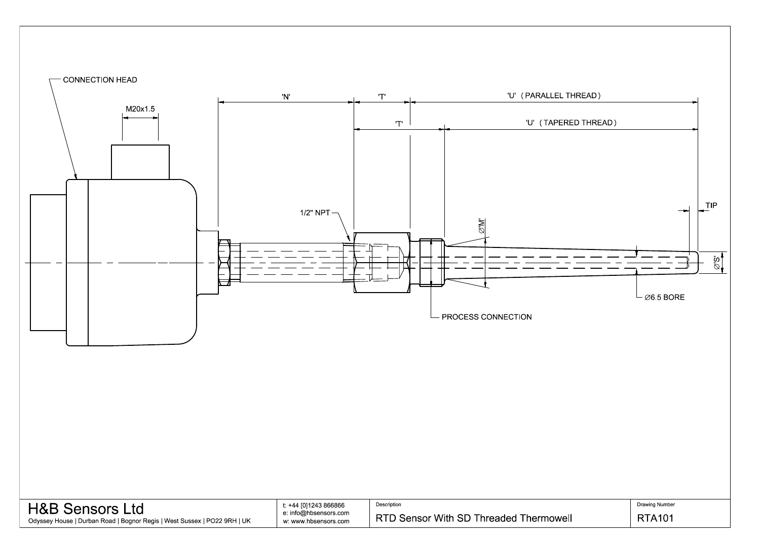CONNECTION HEAD

M20x1.5

'N'

'T'

'U' (PARALLEL THREAD)

'T'

'U' (TAPERED THREAD)

1/2" NPT

Ø'M'

TIP

Ø'S'

Ø6.5 BORE

PROCESS CONNECTION

| | | | |
|---|---|---|---|
| **H&B Sensors Ltd**<br>Odyssey House \| Durban Road \| Bognor Regis \| West Sussex \| PO22 9RH \| UK | t: +44 [0]1243 866866<br>e: info@hbsensors.com<br>w: www.hbsensors.com | Description<br>RTD Sensor With SD Threaded Thermowell | Drawing Number<br>RTA101 |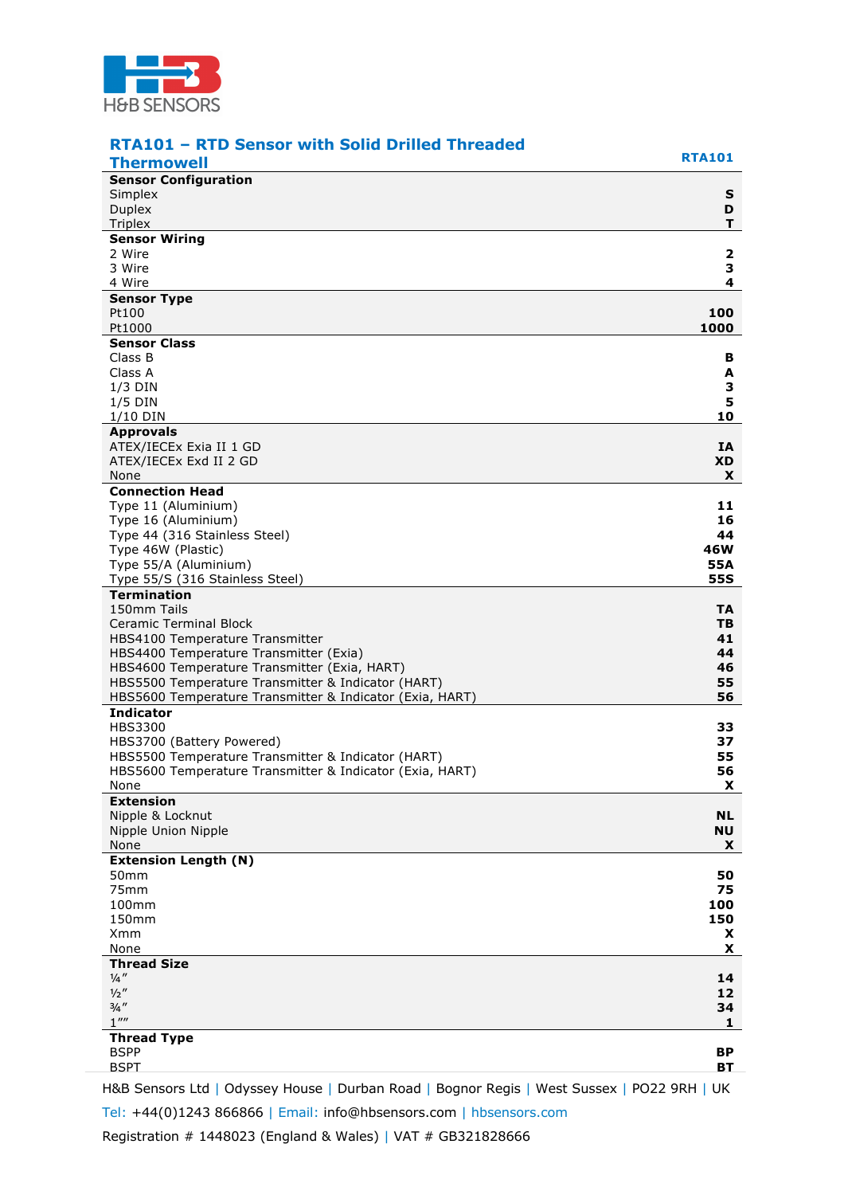## RTA101 – RTD Sensor with Solid Drilled Threaded Thermowell

| | RTA101 |
|---|---|
| **Sensor Configuration** | |
| Simplex | **S** |
| Duplex | **D** |
| Triplex | **T** |
| **Sensor Wiring** | |
| 2 Wire | **2** |
| 3 Wire | **3** |
| 4 Wire | **4** |
| **Sensor Type** | |
| Pt100 | **100** |
| Pt1000 | **1000** |
| **Sensor Class** | |
| Class B | **B** |
| Class A | **A** |
| 1/3 DIN | **3** |
| 1/5 DIN | **5** |
| 1/10 DIN | **10** |
| **Approvals** | |
| ATEX/IECEx Exia II 1 GD | **IA** |
| ATEX/IECEx Exd II 2 GD | **XD** |
| None | **X** |
| **Connection Head** | |
| Type 11 (Aluminium) | **11** |
| Type 16 (Aluminium) | **16** |
| Type 44 (316 Stainless Steel) | **44** |
| Type 46W (Plastic) | **46W** |
| Type 55/A (Aluminium) | **55A** |
| Type 55/S (316 Stainless Steel) | **55S** |
| **Termination** | |
| 150mm Tails | **TA** |
| Ceramic Terminal Block | **TB** |
| HBS4100 Temperature Transmitter | **41** |
| HBS4400 Temperature Transmitter (Exia) | **44** |
| HBS4600 Temperature Transmitter (Exia, HART) | **46** |
| HBS5500 Temperature Transmitter & Indicator (HART) | **55** |
| HBS5600 Temperature Transmitter & Indicator (Exia, HART) | **56** |
| **Indicator** | |
| HBS3300 | **33** |
| HBS3700 (Battery Powered) | **37** |
| HBS5500 Temperature Transmitter & Indicator (HART) | **55** |
| HBS5600 Temperature Transmitter & Indicator (Exia, HART) | **56** |
| None | **X** |
| **Extension** | |
| Nipple & Locknut | **NL** |
| Nipple Union Nipple | **NU** |
| None | **X** |
| **Extension Length (N)** | |
| 50mm | **50** |
| 75mm | **75** |
| 100mm | **100** |
| 150mm | **150** |
| Xmm | **X** |
| None | **X** |
| **Thread Size** | |
| ¼″ | **14** |
| ½″ | **12** |
| ¾″ | **34** |
| 1″″ | **1** |
| **Thread Type** | |
| BSPP | **BP** |
| BSPT | **BT** |

H&B Sensors Ltd | Odyssey House | Durban Road | Bognor Regis | West Sussex | PO22 9RH | UK

Tel: +44(0)1243 866866 | Email: info@hbsensors.com | hbsensors.com

Registration # 1448023 (England & Wales) | VAT # GB321828666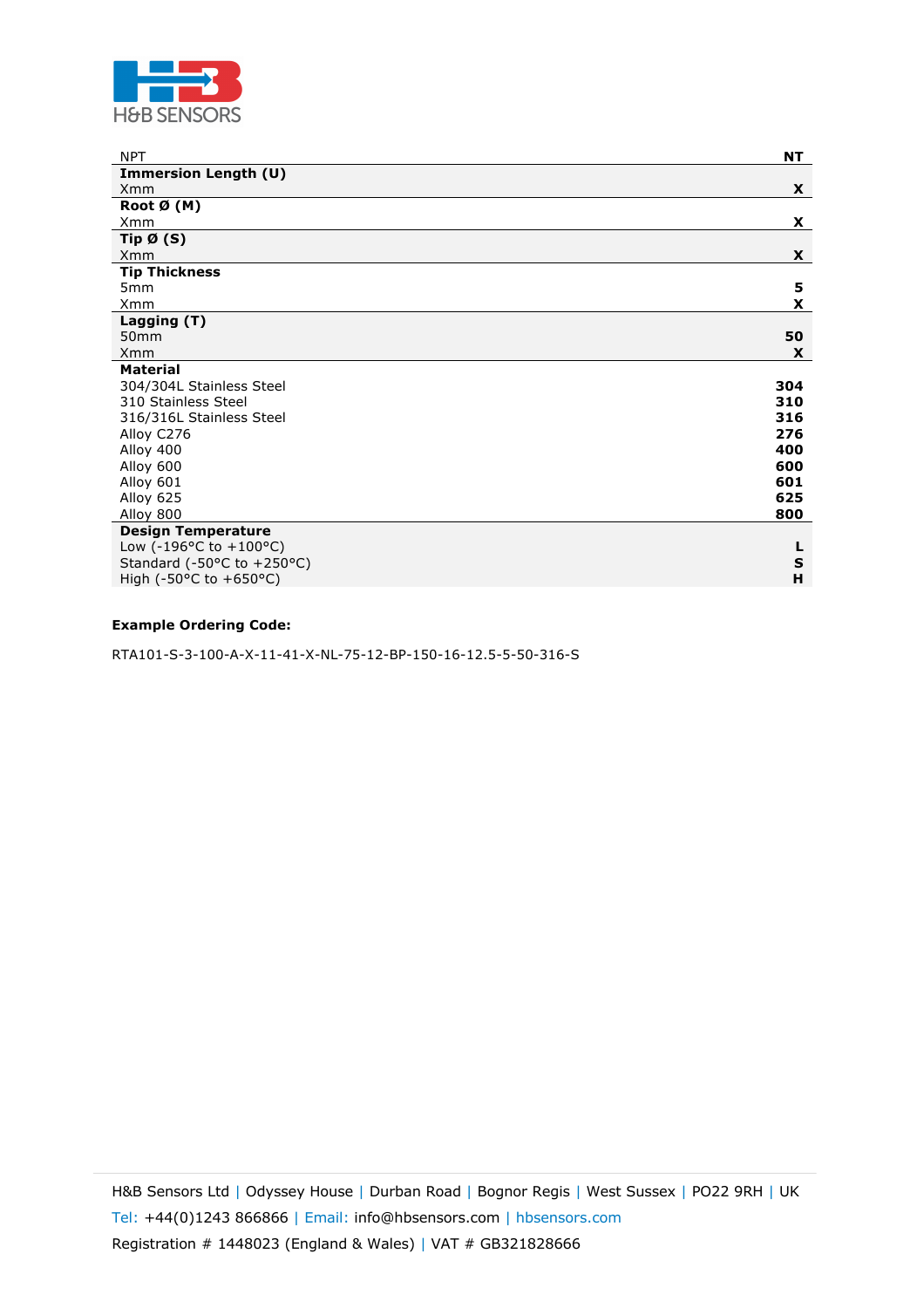| | |
|---|---|
| NPT | **NT** |
| **Immersion Length (U)** | |
| Xmm | **X** |
| **Root Ø (M)** | |
| Xmm | **X** |
| **Tip Ø (S)** | |
| Xmm | **X** |
| **Tip Thickness** | |
| 5mm | **5** |
| Xmm | **X** |
| **Lagging (T)** | |
| 50mm | **50** |
| Xmm | **X** |
| **Material** | |
| 304/304L Stainless Steel | **304** |
| 310 Stainless Steel | **310** |
| 316/316L Stainless Steel | **316** |
| Alloy C276 | **276** |
| Alloy 400 | **400** |
| Alloy 600 | **600** |
| Alloy 601 | **601** |
| Alloy 625 | **625** |
| Alloy 800 | **800** |
| **Design Temperature** | |
| Low (-196°C to +100°C) | **L** |
| Standard (-50°C to +250°C) | **S** |
| High (-50°C to +650°C) | **H** |

**Example Ordering Code:**

RTA101-S-3-100-A-X-11-41-X-NL-75-12-BP-150-16-12.5-5-50-316-S